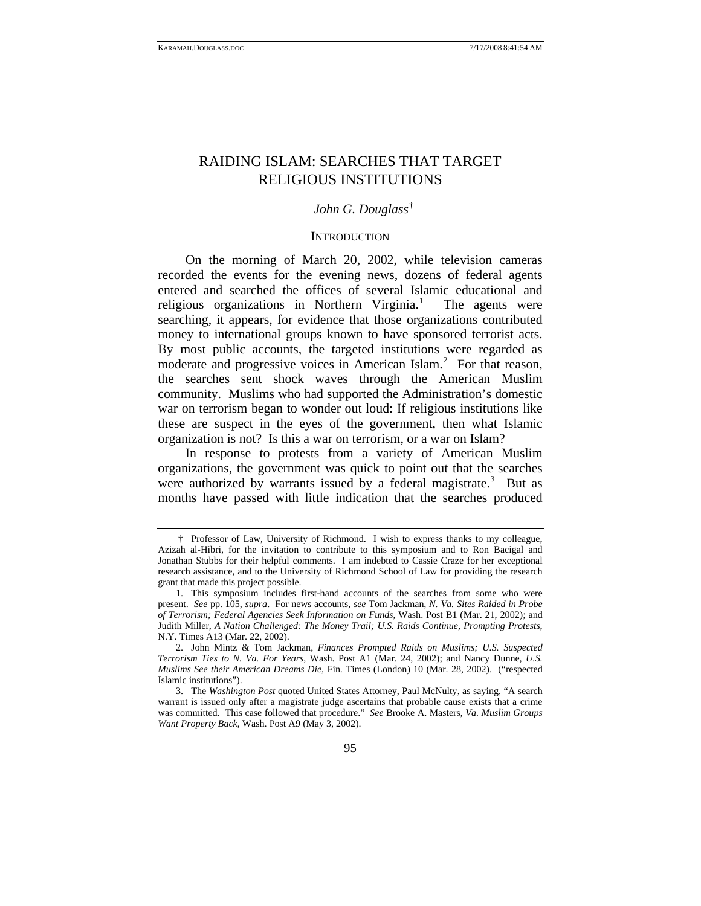# RAIDING ISLAM: SEARCHES THAT TARGET RELIGIOUS INSTITUTIONS

*John G. Douglass*[†]

## INTRODUCTION

On the morning of March 20, 2002, while television cameras recorded the events for the evening news, dozens of federal agents entered and searched the offices of several Islamic educational and religious organizations in Northern Virginia.[1] The agents were searching, it appears, for evidence that those organizations contributed money to international groups known to have sponsored terrorist acts. By most public accounts, the targeted institutions were regarded as moderate and progressive voices in American Islam.[2] For that reason, the searches sent shock waves through the American Muslim community. Muslims who had supported the Administration's domestic war on terrorism began to wonder out loud: If religious institutions like these are suspect in the eyes of the government, then what Islamic organization is not? Is this a war on terrorism, or a war on Islam?

In response to protests from a variety of American Muslim organizations, the government was quick to point out that the searches were authorized by warrants issued by a federal magistrate.[3] But as months have passed with little indication that the searches produced

---

† Professor of Law, University of Richmond. I wish to express thanks to my colleague, Azizah al-Hibri, for the invitation to contribute to this symposium and to Ron Bacigal and Jonathan Stubbs for their helpful comments. I am indebted to Cassie Craze for her exceptional research assistance, and to the University of Richmond School of Law for providing the research grant that made this project possible.

1. This symposium includes first-hand accounts of the searches from some who were present. *See* pp. 105, *supra*. For news accounts, *see* Tom Jackman, *N. Va. Sites Raided in Probe of Terrorism; Federal Agencies Seek Information on Funds*, Wash. Post B1 (Mar. 21, 2002); and Judith Miller, *A Nation Challenged: The Money Trail; U.S. Raids Continue, Prompting Protests*, N.Y. Times A13 (Mar. 22, 2002).

2. John Mintz & Tom Jackman, *Finances Prompted Raids on Muslims; U.S. Suspected Terrorism Ties to N. Va. For Years*, Wash. Post A1 (Mar. 24, 2002); and Nancy Dunne, *U.S. Muslims See their American Dreams Die*, Fin. Times (London) 10 (Mar. 28, 2002). ("respected Islamic institutions").

3. The *Washington Post* quoted United States Attorney, Paul McNulty, as saying, "A search warrant is issued only after a magistrate judge ascertains that probable cause exists that a crime was committed. This case followed that procedure." *See* Brooke A. Masters, *Va. Muslim Groups Want Property Back*, Wash. Post A9 (May 3, 2002).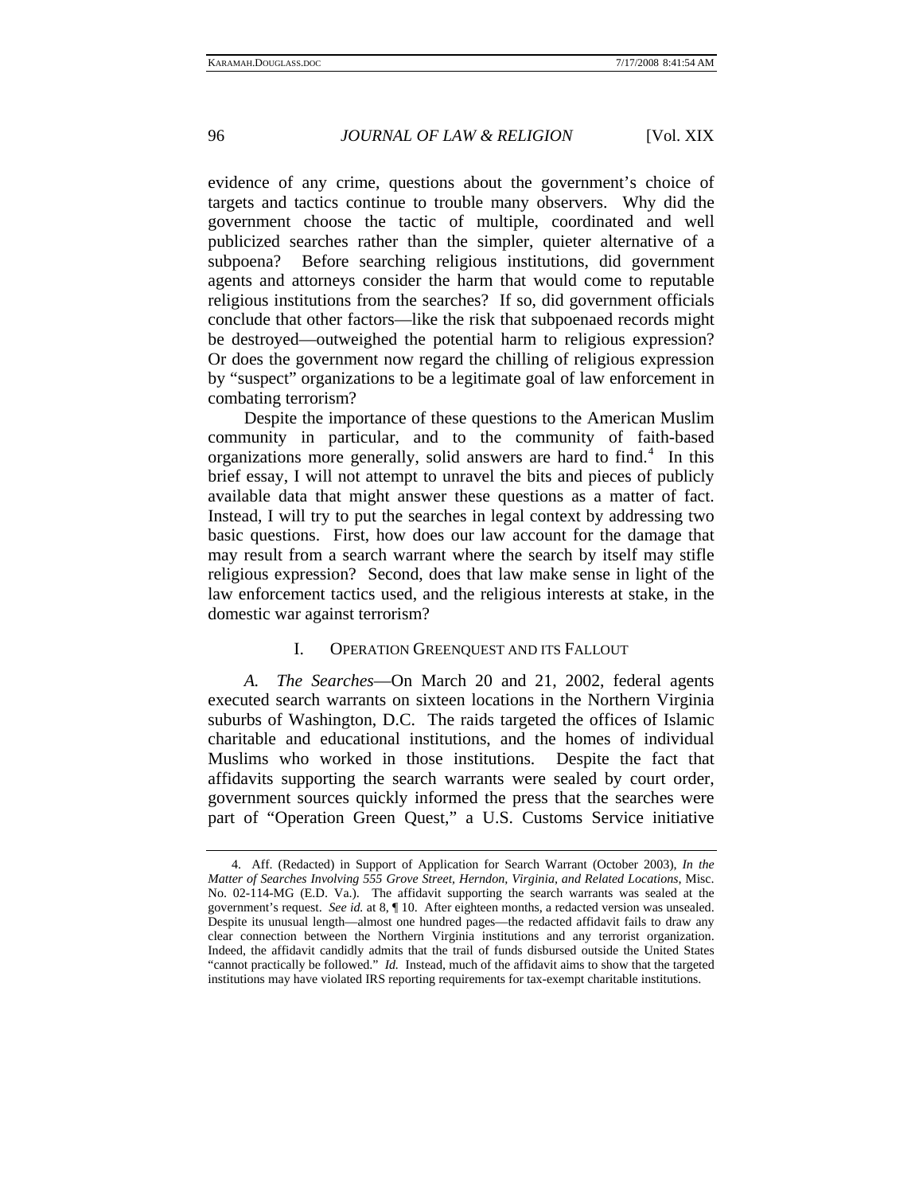evidence of any crime, questions about the government's choice of targets and tactics continue to trouble many observers. Why did the government choose the tactic of multiple, coordinated and well publicized searches rather than the simpler, quieter alternative of a subpoena? Before searching religious institutions, did government agents and attorneys consider the harm that would come to reputable religious institutions from the searches? If so, did government officials conclude that other factors—like the risk that subpoenaed records might be destroyed—outweighed the potential harm to religious expression? Or does the government now regard the chilling of religious expression by "suspect" organizations to be a legitimate goal of law enforcement in combating terrorism?

Despite the importance of these questions to the American Muslim community in particular, and to the community of faith-based organizations more generally, solid answers are hard to find.[4] In this brief essay, I will not attempt to unravel the bits and pieces of publicly available data that might answer these questions as a matter of fact. Instead, I will try to put the searches in legal context by addressing two basic questions. First, how does our law account for the damage that may result from a search warrant where the search by itself may stifle religious expression? Second, does that law make sense in light of the law enforcement tactics used, and the religious interests at stake, in the domestic war against terrorism?

## I. OPERATION GREENQUEST AND ITS FALLOUT

*A. The Searches*—On March 20 and 21, 2002, federal agents executed search warrants on sixteen locations in the Northern Virginia suburbs of Washington, D.C. The raids targeted the offices of Islamic charitable and educational institutions, and the homes of individual Muslims who worked in those institutions. Despite the fact that affidavits supporting the search warrants were sealed by court order, government sources quickly informed the press that the searches were part of "Operation Green Quest," a U.S. Customs Service initiative

---

4. Aff. (Redacted) in Support of Application for Search Warrant (October 2003), *In the Matter of Searches Involving 555 Grove Street, Herndon, Virginia, and Related Locations*, Misc. No. 02-114-MG (E.D. Va.). The affidavit supporting the search warrants was sealed at the government's request. *See id.* at 8, ¶ 10. After eighteen months, a redacted version was unsealed. Despite its unusual length—almost one hundred pages—the redacted affidavit fails to draw any clear connection between the Northern Virginia institutions and any terrorist organization. Indeed, the affidavit candidly admits that the trail of funds disbursed outside the United States "cannot practically be followed." *Id.* Instead, much of the affidavit aims to show that the targeted institutions may have violated IRS reporting requirements for tax-exempt charitable institutions.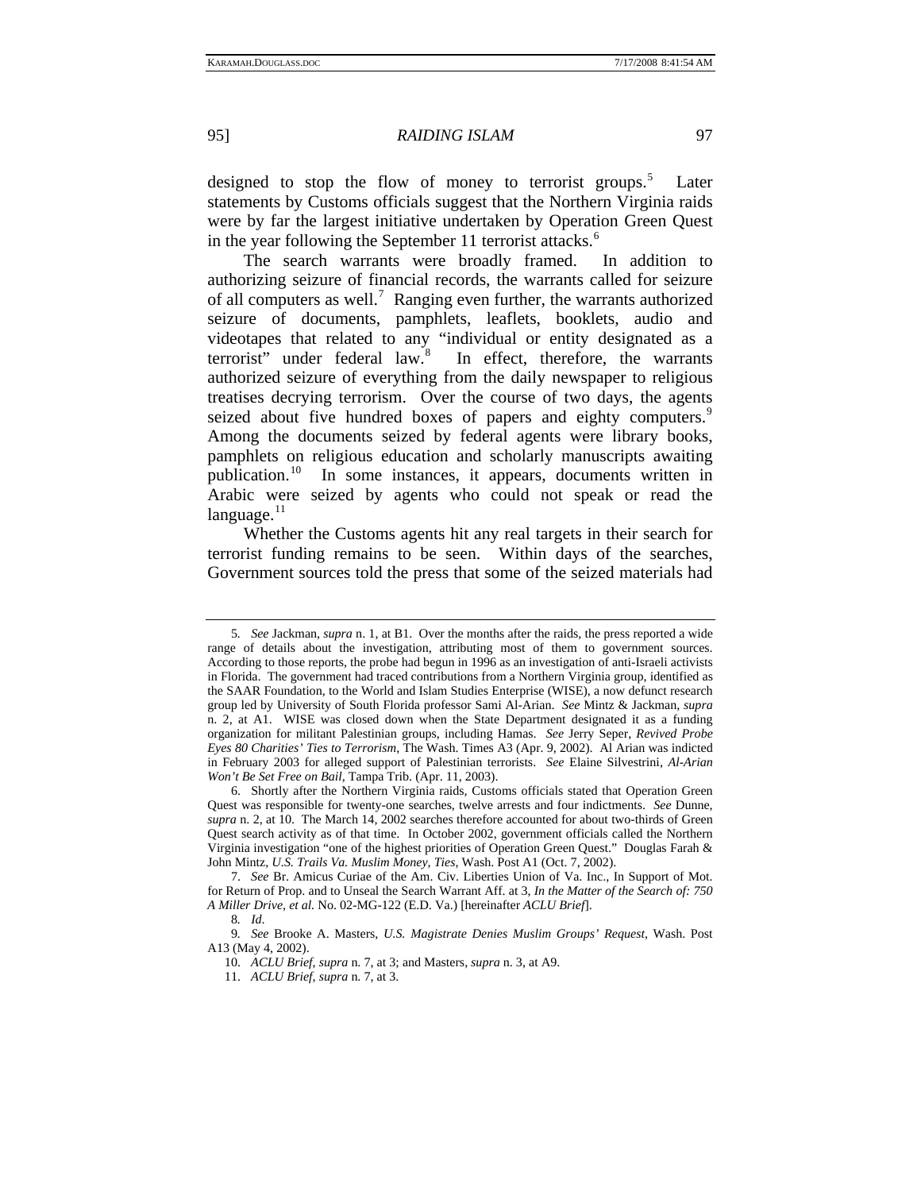designed to stop the flow of money to terrorist groups.[5] Later statements by Customs officials suggest that the Northern Virginia raids were by far the largest initiative undertaken by Operation Green Quest in the year following the September 11 terrorist attacks.[6]

The search warrants were broadly framed. In addition to authorizing seizure of financial records, the warrants called for seizure of all computers as well.[7] Ranging even further, the warrants authorized seizure of documents, pamphlets, leaflets, booklets, audio and videotapes that related to any "individual or entity designated as a terrorist" under federal law.[8] In effect, therefore, the warrants authorized seizure of everything from the daily newspaper to religious treatises decrying terrorism. Over the course of two days, the agents seized about five hundred boxes of papers and eighty computers.[9] Among the documents seized by federal agents were library books, pamphlets on religious education and scholarly manuscripts awaiting publication.[10] In some instances, it appears, documents written in Arabic were seized by agents who could not speak or read the language.[11]

Whether the Customs agents hit any real targets in their search for terrorist funding remains to be seen. Within days of the searches, Government sources told the press that some of the seized materials had

---

5. *See* Jackman, *supra* n. 1, at B1. Over the months after the raids, the press reported a wide range of details about the investigation, attributing most of them to government sources. According to those reports, the probe had begun in 1996 as an investigation of anti-Israeli activists in Florida. The government had traced contributions from a Northern Virginia group, identified as the SAAR Foundation, to the World and Islam Studies Enterprise (WISE), a now defunct research group led by University of South Florida professor Sami Al-Arian. *See* Mintz & Jackman, *supra* n. 2, at A1. WISE was closed down when the State Department designated it as a funding organization for militant Palestinian groups, including Hamas. *See* Jerry Seper, *Revived Probe Eyes 80 Charities' Ties to Terrorism*, The Wash. Times A3 (Apr. 9, 2002). Al Arian was indicted in February 2003 for alleged support of Palestinian terrorists. *See* Elaine Silvestrini, *Al-Arian Won't Be Set Free on Bail*, Tampa Trib. (Apr. 11, 2003).

6. Shortly after the Northern Virginia raids, Customs officials stated that Operation Green Quest was responsible for twenty-one searches, twelve arrests and four indictments. *See* Dunne, *supra* n. 2, at 10. The March 14, 2002 searches therefore accounted for about two-thirds of Green Quest search activity as of that time. In October 2002, government officials called the Northern Virginia investigation "one of the highest priorities of Operation Green Quest." Douglas Farah & John Mintz, *U.S. Trails Va. Muslim Money, Ties*, Wash. Post A1 (Oct. 7, 2002).

7. *See* Br. Amicus Curiae of the Am. Civ. Liberties Union of Va. Inc., In Support of Mot. for Return of Prop. and to Unseal the Search Warrant Aff. at 3, *In the Matter of the Search of: 750 A Miller Drive, et al.* No. 02-MG-122 (E.D. Va.) [hereinafter *ACLU Brief*].

8. *Id.*

9. *See* Brooke A. Masters, *U.S. Magistrate Denies Muslim Groups' Request*, Wash. Post A13 (May 4, 2002).

10. *ACLU Brief*, *supra* n. 7, at 3; and Masters, *supra* n. 3, at A9.

11. *ACLU Brief*, *supra* n. 7, at 3.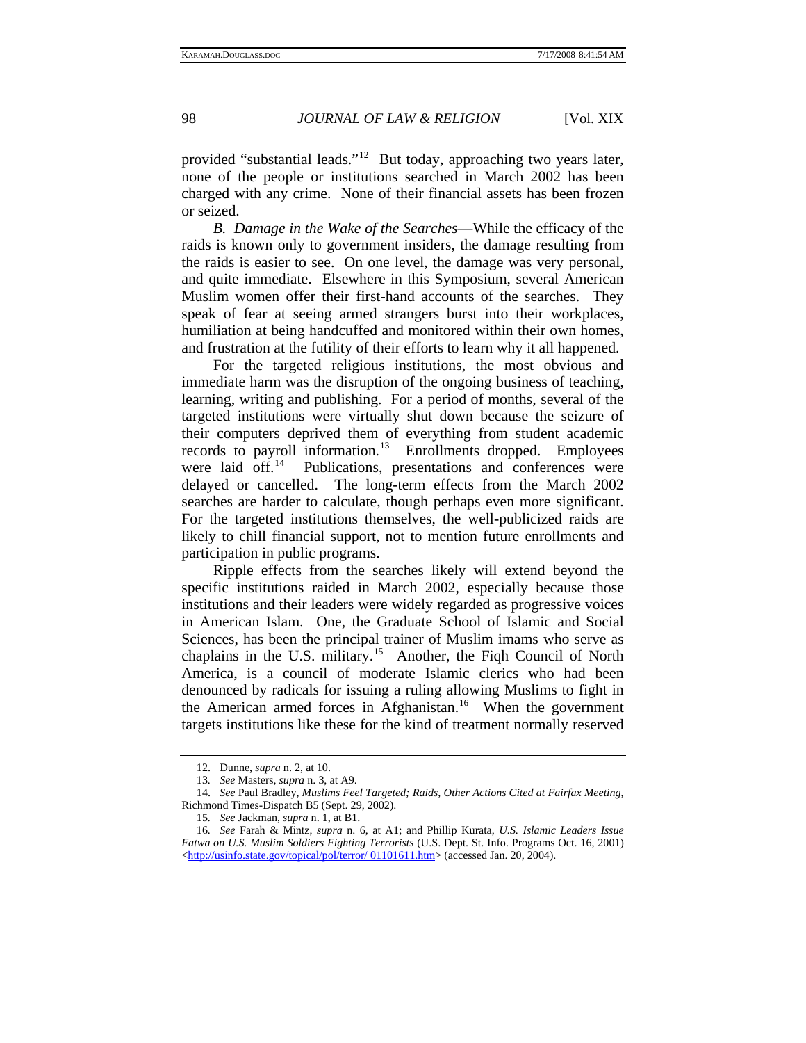provided "substantial leads."[12] But today, approaching two years later, none of the people or institutions searched in March 2002 has been charged with any crime. None of their financial assets has been frozen or seized.

*B. Damage in the Wake of the Searches*—While the efficacy of the raids is known only to government insiders, the damage resulting from the raids is easier to see. On one level, the damage was very personal, and quite immediate. Elsewhere in this Symposium, several American Muslim women offer their first-hand accounts of the searches. They speak of fear at seeing armed strangers burst into their workplaces, humiliation at being handcuffed and monitored within their own homes, and frustration at the futility of their efforts to learn why it all happened.

For the targeted religious institutions, the most obvious and immediate harm was the disruption of the ongoing business of teaching, learning, writing and publishing. For a period of months, several of the targeted institutions were virtually shut down because the seizure of their computers deprived them of everything from student academic records to payroll information.[13] Enrollments dropped. Employees were laid off.[14] Publications, presentations and conferences were delayed or cancelled. The long-term effects from the March 2002 searches are harder to calculate, though perhaps even more significant. For the targeted institutions themselves, the well-publicized raids are likely to chill financial support, not to mention future enrollments and participation in public programs.

Ripple effects from the searches likely will extend beyond the specific institutions raided in March 2002, especially because those institutions and their leaders were widely regarded as progressive voices in American Islam. One, the Graduate School of Islamic and Social Sciences, has been the principal trainer of Muslim imams who serve as chaplains in the U.S. military.[15] Another, the Fiqh Council of North America, is a council of moderate Islamic clerics who had been denounced by radicals for issuing a ruling allowing Muslims to fight in the American armed forces in Afghanistan.[16] When the government targets institutions like these for the kind of treatment normally reserved

---

12. Dunne, *supra* n. 2, at 10.

13. *See* Masters, *supra* n. 3, at A9.

14. *See* Paul Bradley, *Muslims Feel Targeted; Raids, Other Actions Cited at Fairfax Meeting*, Richmond Times-Dispatch B5 (Sept. 29, 2002).

15. *See* Jackman, *supra* n. 1, at B1.

16. *See* Farah & Mintz, *supra* n. 6, at A1; and Phillip Kurata, *U.S. Islamic Leaders Issue Fatwa on U.S. Muslim Soldiers Fighting Terrorists* (U.S. Dept. St. Info. Programs Oct. 16, 2001) <http://usinfo.state.gov/topical/pol/terror/ 01101611.htm> (accessed Jan. 20, 2004).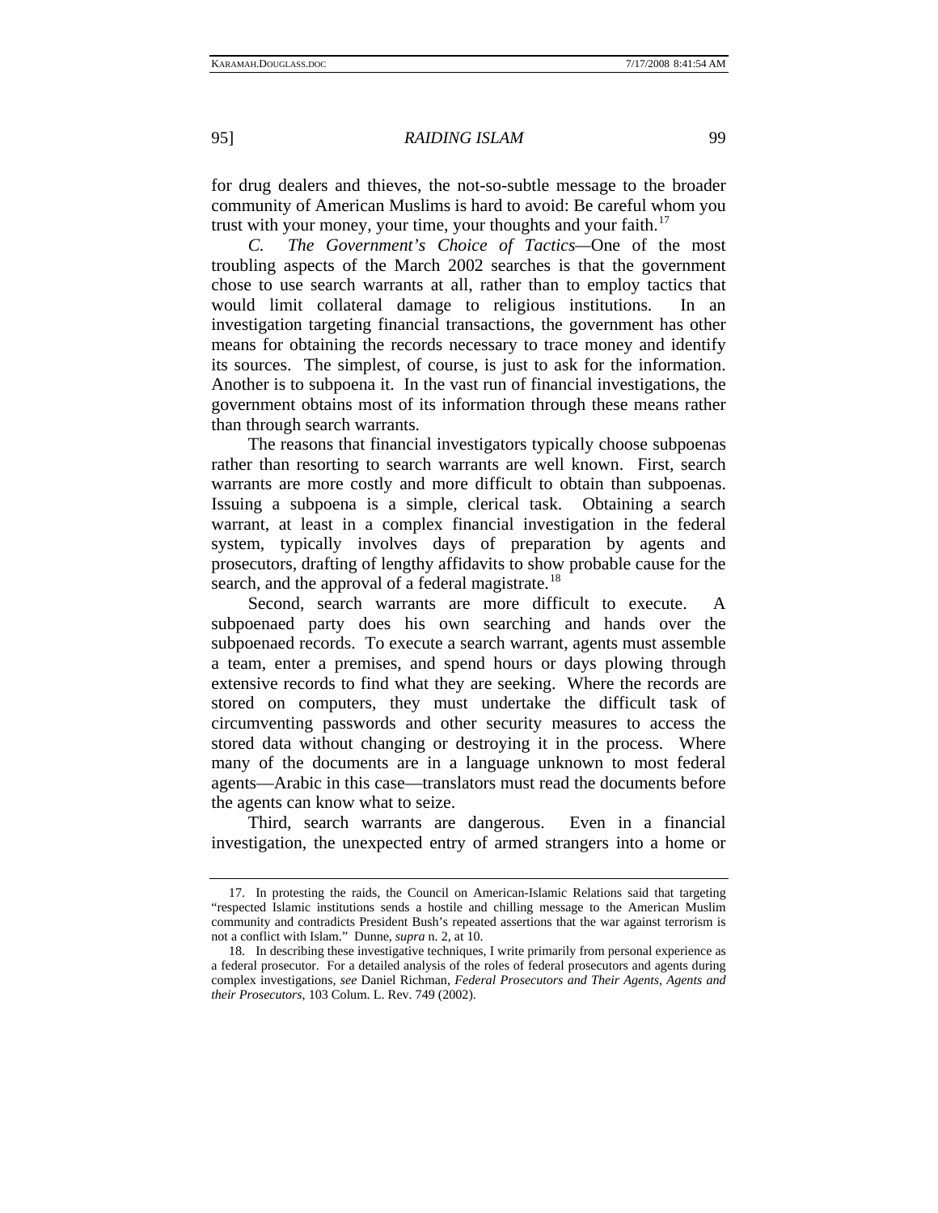for drug dealers and thieves, the not-so-subtle message to the broader community of American Muslims is hard to avoid: Be careful whom you trust with your money, your time, your thoughts and your faith.[17]

*C. The Government's Choice of Tactics*—One of the most troubling aspects of the March 2002 searches is that the government chose to use search warrants at all, rather than to employ tactics that would limit collateral damage to religious institutions. In an investigation targeting financial transactions, the government has other means for obtaining the records necessary to trace money and identify its sources. The simplest, of course, is just to ask for the information. Another is to subpoena it. In the vast run of financial investigations, the government obtains most of its information through these means rather than through search warrants.

The reasons that financial investigators typically choose subpoenas rather than resorting to search warrants are well known. First, search warrants are more costly and more difficult to obtain than subpoenas. Issuing a subpoena is a simple, clerical task. Obtaining a search warrant, at least in a complex financial investigation in the federal system, typically involves days of preparation by agents and prosecutors, drafting of lengthy affidavits to show probable cause for the search, and the approval of a federal magistrate.[18]

Second, search warrants are more difficult to execute. A subpoenaed party does his own searching and hands over the subpoenaed records. To execute a search warrant, agents must assemble a team, enter a premises, and spend hours or days plowing through extensive records to find what they are seeking. Where the records are stored on computers, they must undertake the difficult task of circumventing passwords and other security measures to access the stored data without changing or destroying it in the process. Where many of the documents are in a language unknown to most federal agents—Arabic in this case—translators must read the documents before the agents can know what to seize.

Third, search warrants are dangerous. Even in a financial investigation, the unexpected entry of armed strangers into a home or

---

17. In protesting the raids, the Council on American-Islamic Relations said that targeting "respected Islamic institutions sends a hostile and chilling message to the American Muslim community and contradicts President Bush's repeated assertions that the war against terrorism is not a conflict with Islam." Dunne, *supra* n. 2, at 10.

18. In describing these investigative techniques, I write primarily from personal experience as a federal prosecutor. For a detailed analysis of the roles of federal prosecutors and agents during complex investigations, *see* Daniel Richman, *Federal Prosecutors and Their Agents, Agents and their Prosecutors*, 103 Colum. L. Rev. 749 (2002).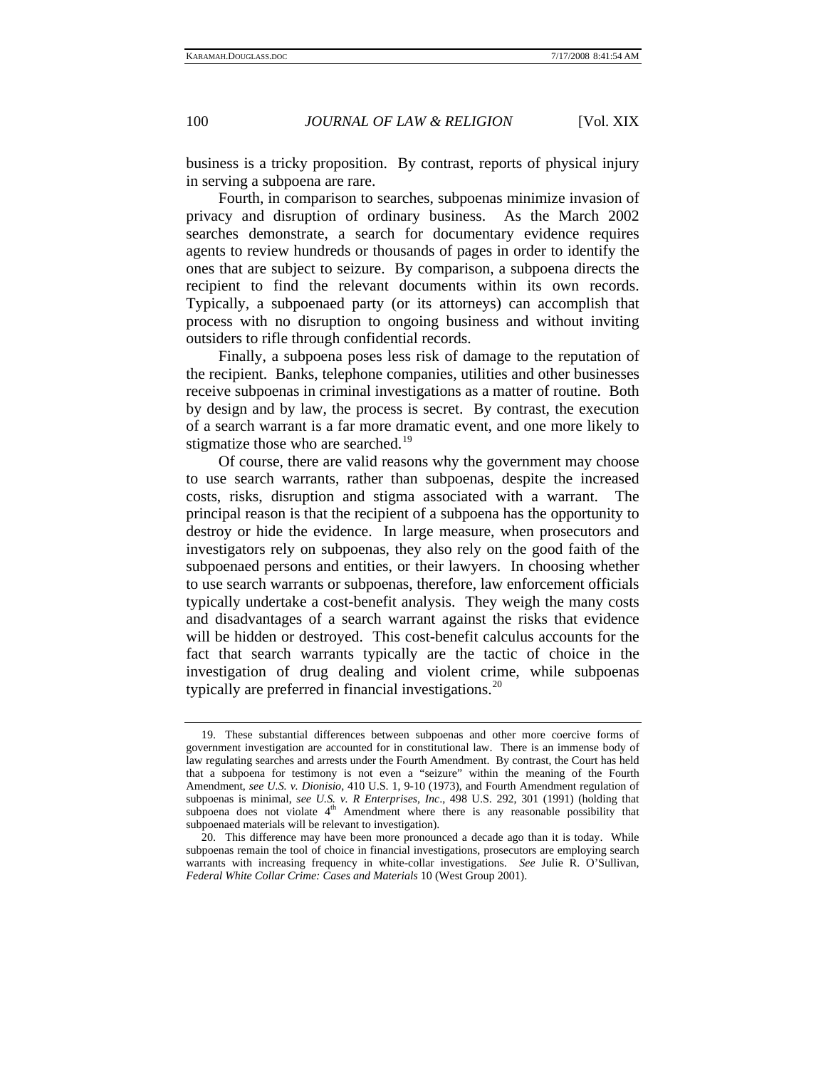business is a tricky proposition. By contrast, reports of physical injury in serving a subpoena are rare.

Fourth, in comparison to searches, subpoenas minimize invasion of privacy and disruption of ordinary business. As the March 2002 searches demonstrate, a search for documentary evidence requires agents to review hundreds or thousands of pages in order to identify the ones that are subject to seizure. By comparison, a subpoena directs the recipient to find the relevant documents within its own records. Typically, a subpoenaed party (or its attorneys) can accomplish that process with no disruption to ongoing business and without inviting outsiders to rifle through confidential records.

Finally, a subpoena poses less risk of damage to the reputation of the recipient. Banks, telephone companies, utilities and other businesses receive subpoenas in criminal investigations as a matter of routine. Both by design and by law, the process is secret. By contrast, the execution of a search warrant is a far more dramatic event, and one more likely to stigmatize those who are searched.[19]

Of course, there are valid reasons why the government may choose to use search warrants, rather than subpoenas, despite the increased costs, risks, disruption and stigma associated with a warrant. The principal reason is that the recipient of a subpoena has the opportunity to destroy or hide the evidence. In large measure, when prosecutors and investigators rely on subpoenas, they also rely on the good faith of the subpoenaed persons and entities, or their lawyers. In choosing whether to use search warrants or subpoenas, therefore, law enforcement officials typically undertake a cost-benefit analysis. They weigh the many costs and disadvantages of a search warrant against the risks that evidence will be hidden or destroyed. This cost-benefit calculus accounts for the fact that search warrants typically are the tactic of choice in the investigation of drug dealing and violent crime, while subpoenas typically are preferred in financial investigations.[20]

---

19. These substantial differences between subpoenas and other more coercive forms of government investigation are accounted for in constitutional law. There is an immense body of law regulating searches and arrests under the Fourth Amendment. By contrast, the Court has held that a subpoena for testimony is not even a "seizure" within the meaning of the Fourth Amendment, *see U.S. v. Dionisio*, 410 U.S. 1, 9-10 (1973), and Fourth Amendment regulation of subpoenas is minimal, *see U.S. v. R Enterprises, Inc*., 498 U.S. 292, 301 (1991) (holding that subpoena does not violate 4th Amendment where there is any reasonable possibility that subpoenaed materials will be relevant to investigation).

20. This difference may have been more pronounced a decade ago than it is today. While subpoenas remain the tool of choice in financial investigations, prosecutors are employing search warrants with increasing frequency in white-collar investigations. *See* Julie R. O'Sullivan, *Federal White Collar Crime: Cases and Materials* 10 (West Group 2001).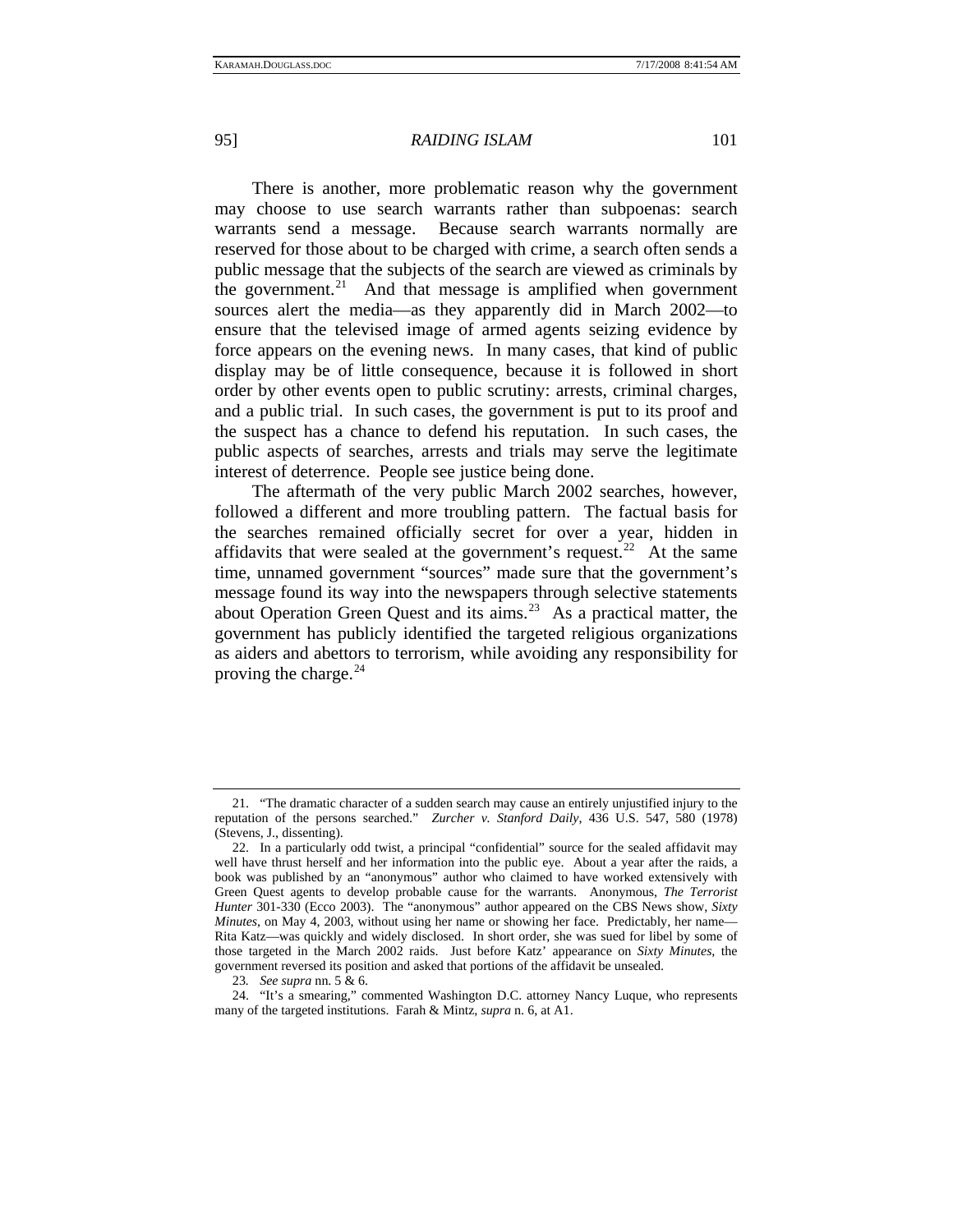There is another, more problematic reason why the government may choose to use search warrants rather than subpoenas: search warrants send a message. Because search warrants normally are reserved for those about to be charged with crime, a search often sends a public message that the subjects of the search are viewed as criminals by the government.[21] And that message is amplified when government sources alert the media—as they apparently did in March 2002—to ensure that the televised image of armed agents seizing evidence by force appears on the evening news. In many cases, that kind of public display may be of little consequence, because it is followed in short order by other events open to public scrutiny: arrests, criminal charges, and a public trial. In such cases, the government is put to its proof and the suspect has a chance to defend his reputation. In such cases, the public aspects of searches, arrests and trials may serve the legitimate interest of deterrence. People see justice being done.

The aftermath of the very public March 2002 searches, however, followed a different and more troubling pattern. The factual basis for the searches remained officially secret for over a year, hidden in affidavits that were sealed at the government's request.[22] At the same time, unnamed government "sources" made sure that the government's message found its way into the newspapers through selective statements about Operation Green Quest and its aims.[23] As a practical matter, the government has publicly identified the targeted religious organizations as aiders and abettors to terrorism, while avoiding any responsibility for proving the charge.[24]

---

21. "The dramatic character of a sudden search may cause an entirely unjustified injury to the reputation of the persons searched." *Zurcher v. Stanford Daily*, 436 U.S. 547, 580 (1978) (Stevens, J., dissenting).

22. In a particularly odd twist, a principal "confidential" source for the sealed affidavit may well have thrust herself and her information into the public eye. About a year after the raids, a book was published by an "anonymous" author who claimed to have worked extensively with Green Quest agents to develop probable cause for the warrants. Anonymous, *The Terrorist Hunter* 301-330 (Ecco 2003). The "anonymous" author appeared on the CBS News show, *Sixty Minutes*, on May 4, 2003, without using her name or showing her face. Predictably, her name—Rita Katz—was quickly and widely disclosed. In short order, she was sued for libel by some of those targeted in the March 2002 raids. Just before Katz' appearance on *Sixty Minutes*, the government reversed its position and asked that portions of the affidavit be unsealed.

23. *See supra* nn. 5 & 6.

24. "It's a smearing," commented Washington D.C. attorney Nancy Luque, who represents many of the targeted institutions. Farah & Mintz, *supra* n. 6, at A1.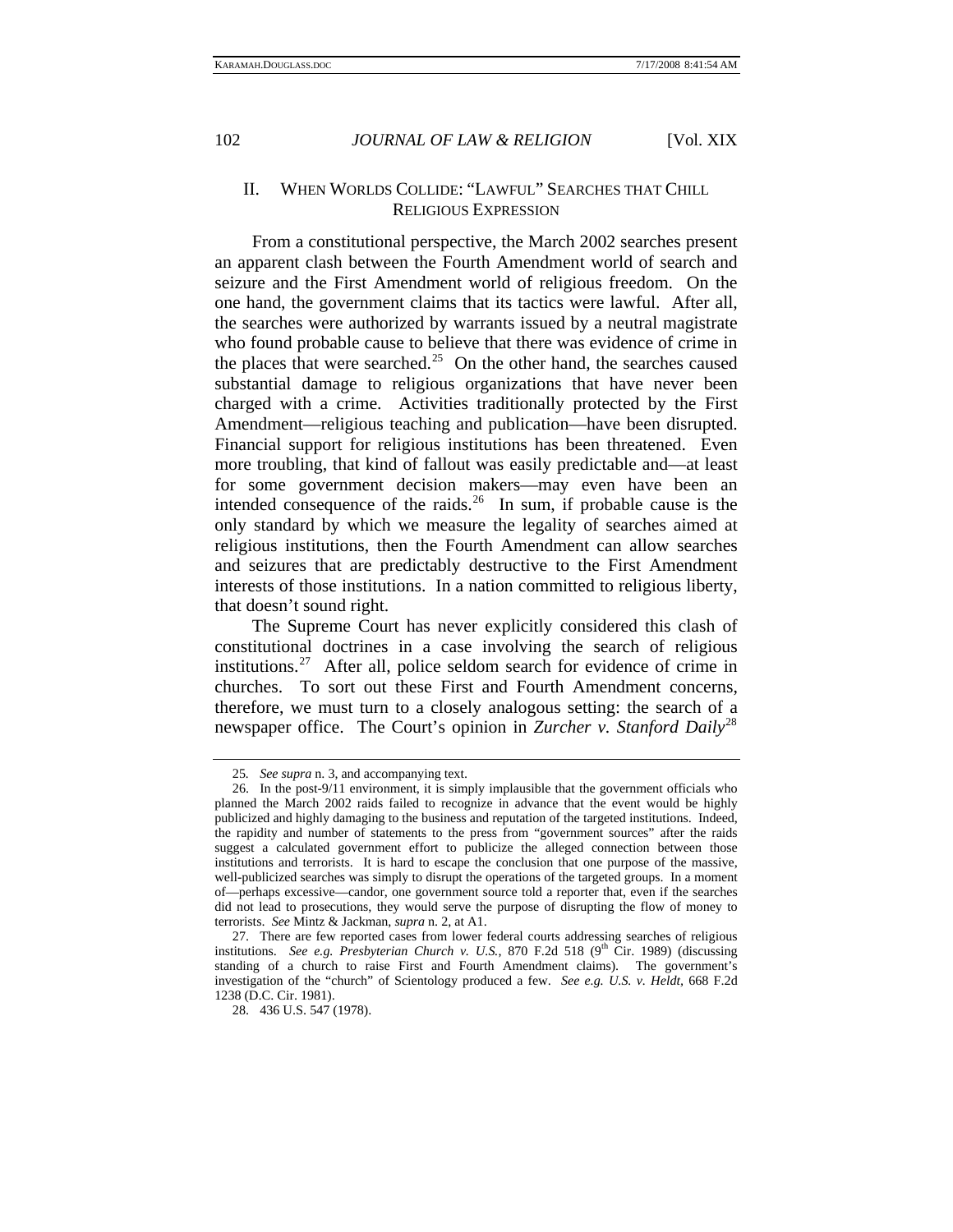## II. When Worlds Collide: "Lawful" Searches that Chill Religious Expression

From a constitutional perspective, the March 2002 searches present an apparent clash between the Fourth Amendment world of search and seizure and the First Amendment world of religious freedom. On the one hand, the government claims that its tactics were lawful. After all, the searches were authorized by warrants issued by a neutral magistrate who found probable cause to believe that there was evidence of crime in the places that were searched.[25] On the other hand, the searches caused substantial damage to religious organizations that have never been charged with a crime. Activities traditionally protected by the First Amendment—religious teaching and publication—have been disrupted. Financial support for religious institutions has been threatened. Even more troubling, that kind of fallout was easily predictable and—at least for some government decision makers—may even have been an intended consequence of the raids.[26] In sum, if probable cause is the only standard by which we measure the legality of searches aimed at religious institutions, then the Fourth Amendment can allow searches and seizures that are predictably destructive to the First Amendment interests of those institutions. In a nation committed to religious liberty, that doesn't sound right.

The Supreme Court has never explicitly considered this clash of constitutional doctrines in a case involving the search of religious institutions.[27] After all, police seldom search for evidence of crime in churches. To sort out these First and Fourth Amendment concerns, therefore, we must turn to a closely analogous setting: the search of a newspaper office. The Court's opinion in *Zurcher v. Stanford Daily*[28]

---

25. *See supra* n. 3, and accompanying text.

26. In the post-9/11 environment, it is simply implausible that the government officials who planned the March 2002 raids failed to recognize in advance that the event would be highly publicized and highly damaging to the business and reputation of the targeted institutions. Indeed, the rapidity and number of statements to the press from "government sources" after the raids suggest a calculated government effort to publicize the alleged connection between those institutions and terrorists. It is hard to escape the conclusion that one purpose of the massive, well-publicized searches was simply to disrupt the operations of the targeted groups. In a moment of—perhaps excessive—candor, one government source told a reporter that, even if the searches did not lead to prosecutions, they would serve the purpose of disrupting the flow of money to terrorists. *See* Mintz & Jackman, *supra* n. 2, at A1.

27. There are few reported cases from lower federal courts addressing searches of religious institutions. *See e.g. Presbyterian Church v. U.S.*, 870 F.2d 518 (9th Cir. 1989) (discussing standing of a church to raise First and Fourth Amendment claims). The government's investigation of the "church" of Scientology produced a few. *See e.g. U.S. v. Heldt*, 668 F.2d 1238 (D.C. Cir. 1981).

28. 436 U.S. 547 (1978).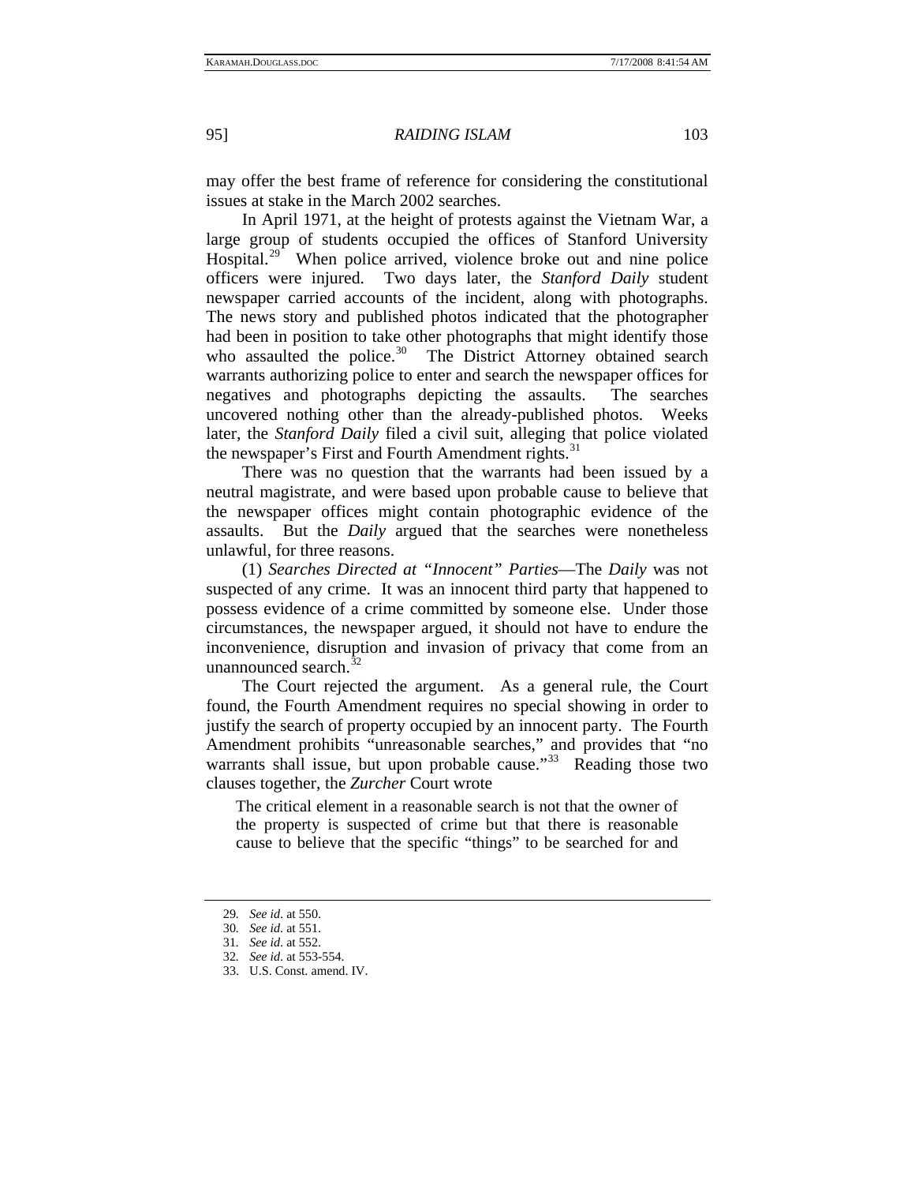may offer the best frame of reference for considering the constitutional issues at stake in the March 2002 searches.

In April 1971, at the height of protests against the Vietnam War, a large group of students occupied the offices of Stanford University Hospital.[29] When police arrived, violence broke out and nine police officers were injured. Two days later, the *Stanford Daily* student newspaper carried accounts of the incident, along with photographs. The news story and published photos indicated that the photographer had been in position to take other photographs that might identify those who assaulted the police.[30] The District Attorney obtained search warrants authorizing police to enter and search the newspaper offices for negatives and photographs depicting the assaults. The searches uncovered nothing other than the already-published photos. Weeks later, the *Stanford Daily* filed a civil suit, alleging that police violated the newspaper's First and Fourth Amendment rights.[31]

There was no question that the warrants had been issued by a neutral magistrate, and were based upon probable cause to believe that the newspaper offices might contain photographic evidence of the assaults. But the *Daily* argued that the searches were nonetheless unlawful, for three reasons.

(1) *Searches Directed at "Innocent" Parties*—The *Daily* was not suspected of any crime. It was an innocent third party that happened to possess evidence of a crime committed by someone else. Under those circumstances, the newspaper argued, it should not have to endure the inconvenience, disruption and invasion of privacy that come from an unannounced search.[32]

The Court rejected the argument. As a general rule, the Court found, the Fourth Amendment requires no special showing in order to justify the search of property occupied by an innocent party. The Fourth Amendment prohibits "unreasonable searches," and provides that "no warrants shall issue, but upon probable cause."[33] Reading those two clauses together, the *Zurcher* Court wrote

> The critical element in a reasonable search is not that the owner of the property is suspected of crime but that there is reasonable cause to believe that the specific "things" to be searched for and

---

29. *See id.* at 550.
30. *See id.* at 551.
31. *See id.* at 552.
32. *See id.* at 553-554.
33. U.S. Const. amend. IV.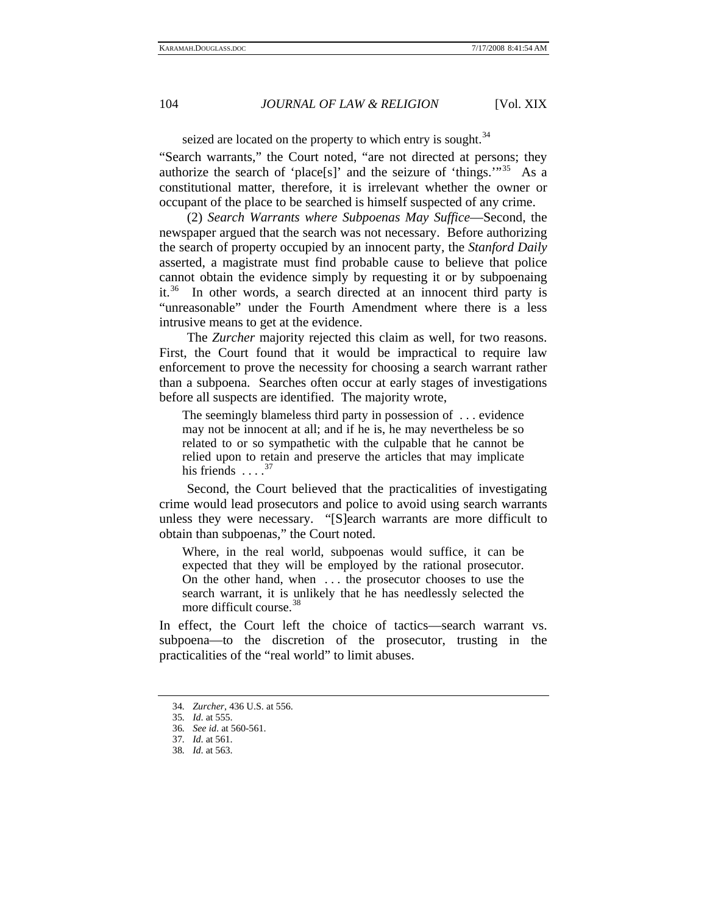seized are located on the property to which entry is sought.[34]

"Search warrants," the Court noted, "are not directed at persons; they authorize the search of 'place[s]' and the seizure of 'things.'"[35] As a constitutional matter, therefore, it is irrelevant whether the owner or occupant of the place to be searched is himself suspected of any crime.

(2) *Search Warrants where Subpoenas May Suffice*—Second, the newspaper argued that the search was not necessary. Before authorizing the search of property occupied by an innocent party, the *Stanford Daily* asserted, a magistrate must find probable cause to believe that police cannot obtain the evidence simply by requesting it or by subpoenaing it.[36] In other words, a search directed at an innocent third party is "unreasonable" under the Fourth Amendment where there is a less intrusive means to get at the evidence.

The *Zurcher* majority rejected this claim as well, for two reasons. First, the Court found that it would be impractical to require law enforcement to prove the necessity for choosing a search warrant rather than a subpoena. Searches often occur at early stages of investigations before all suspects are identified. The majority wrote,

> The seemingly blameless third party in possession of . . . evidence may not be innocent at all; and if he is, he may nevertheless be so related to or so sympathetic with the culpable that he cannot be relied upon to retain and preserve the articles that may implicate his friends . . . .[37]

Second, the Court believed that the practicalities of investigating crime would lead prosecutors and police to avoid using search warrants unless they were necessary. "[S]earch warrants are more difficult to obtain than subpoenas," the Court noted.

> Where, in the real world, subpoenas would suffice, it can be expected that they will be employed by the rational prosecutor. On the other hand, when . . . the prosecutor chooses to use the search warrant, it is unlikely that he has needlessly selected the more difficult course.[38]

In effect, the Court left the choice of tactics—search warrant vs. subpoena—to the discretion of the prosecutor, trusting in the practicalities of the "real world" to limit abuses.

---

34. *Zurcher*, 436 U.S. at 556.
35. *Id*. at 555.
36. *See id*. at 560-561.
37. *Id*. at 561.
38. *Id*. at 563.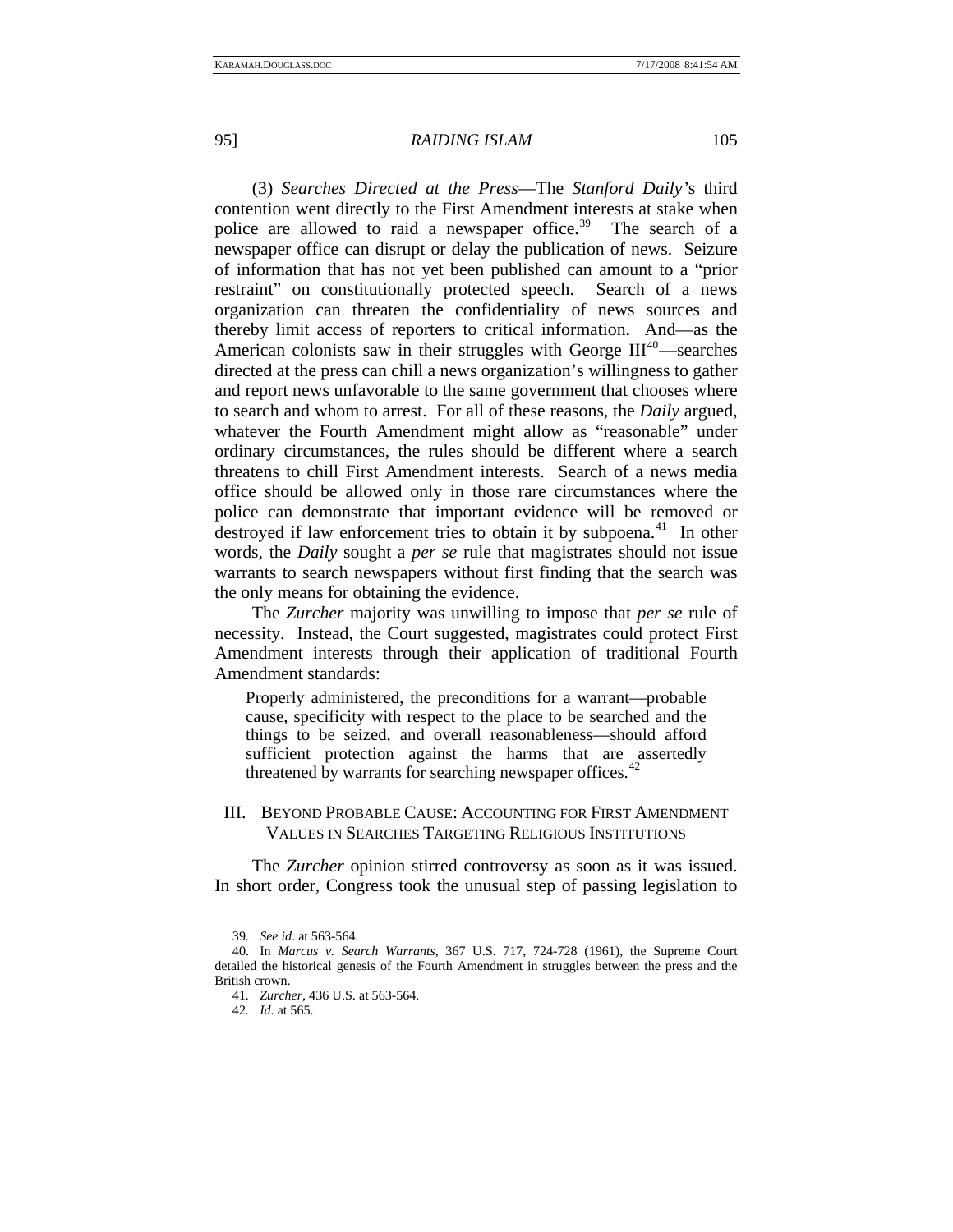(3) *Searches Directed at the Press*—The *Stanford Daily*'s third contention went directly to the First Amendment interests at stake when police are allowed to raid a newspaper office.[39] The search of a newspaper office can disrupt or delay the publication of news. Seizure of information that has not yet been published can amount to a "prior restraint" on constitutionally protected speech. Search of a news organization can threaten the confidentiality of news sources and thereby limit access of reporters to critical information. And—as the American colonists saw in their struggles with George III[40]—searches directed at the press can chill a news organization's willingness to gather and report news unfavorable to the same government that chooses where to search and whom to arrest. For all of these reasons, the *Daily* argued, whatever the Fourth Amendment might allow as "reasonable" under ordinary circumstances, the rules should be different where a search threatens to chill First Amendment interests. Search of a news media office should be allowed only in those rare circumstances where the police can demonstrate that important evidence will be removed or destroyed if law enforcement tries to obtain it by subpoena.[41] In other words, the *Daily* sought a *per se* rule that magistrates should not issue warrants to search newspapers without first finding that the search was the only means for obtaining the evidence.

The *Zurcher* majority was unwilling to impose that *per se* rule of necessity. Instead, the Court suggested, magistrates could protect First Amendment interests through their application of traditional Fourth Amendment standards:

> Properly administered, the preconditions for a warrant—probable cause, specificity with respect to the place to be searched and the things to be seized, and overall reasonableness—should afford sufficient protection against the harms that are assertedly threatened by warrants for searching newspaper offices.[42]

## III. BEYOND PROBABLE CAUSE: ACCOUNTING FOR FIRST AMENDMENT VALUES IN SEARCHES TARGETING RELIGIOUS INSTITUTIONS

The *Zurcher* opinion stirred controversy as soon as it was issued. In short order, Congress took the unusual step of passing legislation to

---

39. *See id*. at 563-564.

40. In *Marcus v. Search Warrants*, 367 U.S. 717, 724-728 (1961), the Supreme Court detailed the historical genesis of the Fourth Amendment in struggles between the press and the British crown.

41. *Zurcher*, 436 U.S. at 563-564.

42. *Id*. at 565.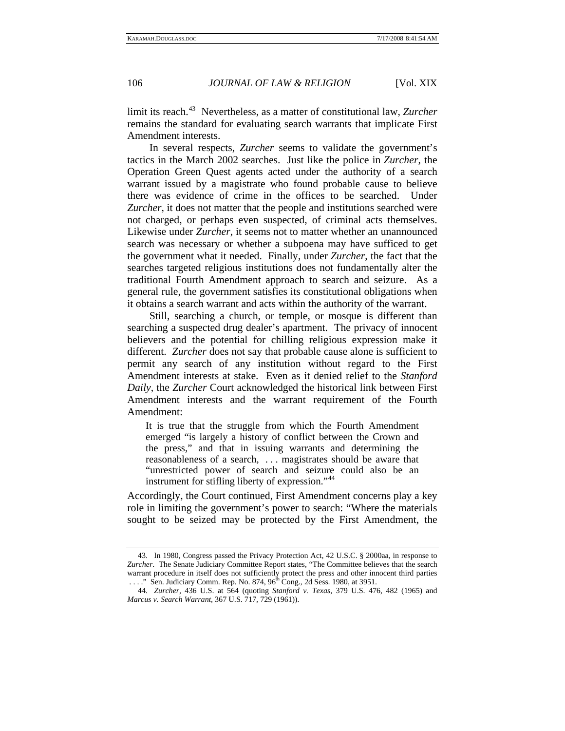limit its reach.[43] Nevertheless, as a matter of constitutional law, *Zurcher* remains the standard for evaluating search warrants that implicate First Amendment interests.

In several respects, *Zurcher* seems to validate the government's tactics in the March 2002 searches. Just like the police in *Zurcher*, the Operation Green Quest agents acted under the authority of a search warrant issued by a magistrate who found probable cause to believe there was evidence of crime in the offices to be searched. Under *Zurcher*, it does not matter that the people and institutions searched were not charged, or perhaps even suspected, of criminal acts themselves. Likewise under *Zurcher*, it seems not to matter whether an unannounced search was necessary or whether a subpoena may have sufficed to get the government what it needed. Finally, under *Zurcher*, the fact that the searches targeted religious institutions does not fundamentally alter the traditional Fourth Amendment approach to search and seizure. As a general rule, the government satisfies its constitutional obligations when it obtains a search warrant and acts within the authority of the warrant.

Still, searching a church, or temple, or mosque is different than searching a suspected drug dealer's apartment. The privacy of innocent believers and the potential for chilling religious expression make it different. *Zurcher* does not say that probable cause alone is sufficient to permit any search of any institution without regard to the First Amendment interests at stake. Even as it denied relief to the *Stanford Daily*, the *Zurcher* Court acknowledged the historical link between First Amendment interests and the warrant requirement of the Fourth Amendment:

> It is true that the struggle from which the Fourth Amendment emerged "is largely a history of conflict between the Crown and the press," and that in issuing warrants and determining the reasonableness of a search, . . . magistrates should be aware that "unrestricted power of search and seizure could also be an instrument for stifling liberty of expression."[44]

Accordingly, the Court continued, First Amendment concerns play a key role in limiting the government's power to search: "Where the materials sought to be seized may be protected by the First Amendment, the

---

43. In 1980, Congress passed the Privacy Protection Act, 42 U.S.C. § 2000aa, in response to *Zurcher*. The Senate Judiciary Committee Report states, "The Committee believes that the search warrant procedure in itself does not sufficiently protect the press and other innocent third parties . . . ." Sen. Judiciary Comm. Rep. No. 874, 96th Cong., 2d Sess. 1980, at 3951.

44. *Zurcher*, 436 U.S. at 564 (quoting *Stanford v. Texas*, 379 U.S. 476, 482 (1965) and *Marcus v. Search Warrant*, 367 U.S. 717, 729 (1961)).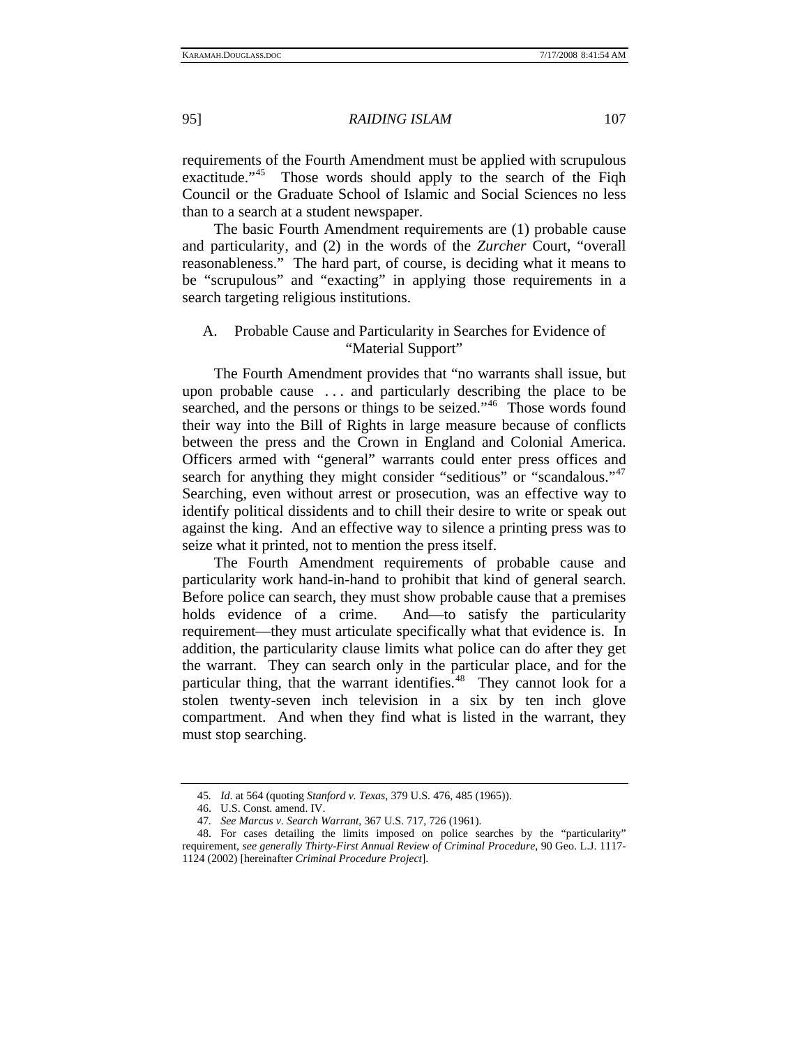requirements of the Fourth Amendment must be applied with scrupulous exactitude."[45] Those words should apply to the search of the Fiqh Council or the Graduate School of Islamic and Social Sciences no less than to a search at a student newspaper.

The basic Fourth Amendment requirements are (1) probable cause and particularity, and (2) in the words of the *Zurcher* Court, "overall reasonableness." The hard part, of course, is deciding what it means to be "scrupulous" and "exacting" in applying those requirements in a search targeting religious institutions.

## A. Probable Cause and Particularity in Searches for Evidence of "Material Support"

The Fourth Amendment provides that "no warrants shall issue, but upon probable cause . . . and particularly describing the place to be searched, and the persons or things to be seized."[46] Those words found their way into the Bill of Rights in large measure because of conflicts between the press and the Crown in England and Colonial America. Officers armed with "general" warrants could enter press offices and search for anything they might consider "seditious" or "scandalous."[47] Searching, even without arrest or prosecution, was an effective way to identify political dissidents and to chill their desire to write or speak out against the king. And an effective way to silence a printing press was to seize what it printed, not to mention the press itself.

The Fourth Amendment requirements of probable cause and particularity work hand-in-hand to prohibit that kind of general search. Before police can search, they must show probable cause that a premises holds evidence of a crime. And—to satisfy the particularity requirement—they must articulate specifically what that evidence is. In addition, the particularity clause limits what police can do after they get the warrant. They can search only in the particular place, and for the particular thing, that the warrant identifies.[48] They cannot look for a stolen twenty-seven inch television in a six by ten inch glove compartment. And when they find what is listed in the warrant, they must stop searching.

---

45. *Id*. at 564 (quoting *Stanford v. Texas*, 379 U.S. 476, 485 (1965)).

46. U.S. Const. amend. IV.

47. *See Marcus v. Search Warrant*, 367 U.S. 717, 726 (1961).

48. For cases detailing the limits imposed on police searches by the "particularity" requirement, *see generally Thirty-First Annual Review of Criminal Procedure*, 90 Geo. L.J. 1117-1124 (2002) [hereinafter *Criminal Procedure Project*].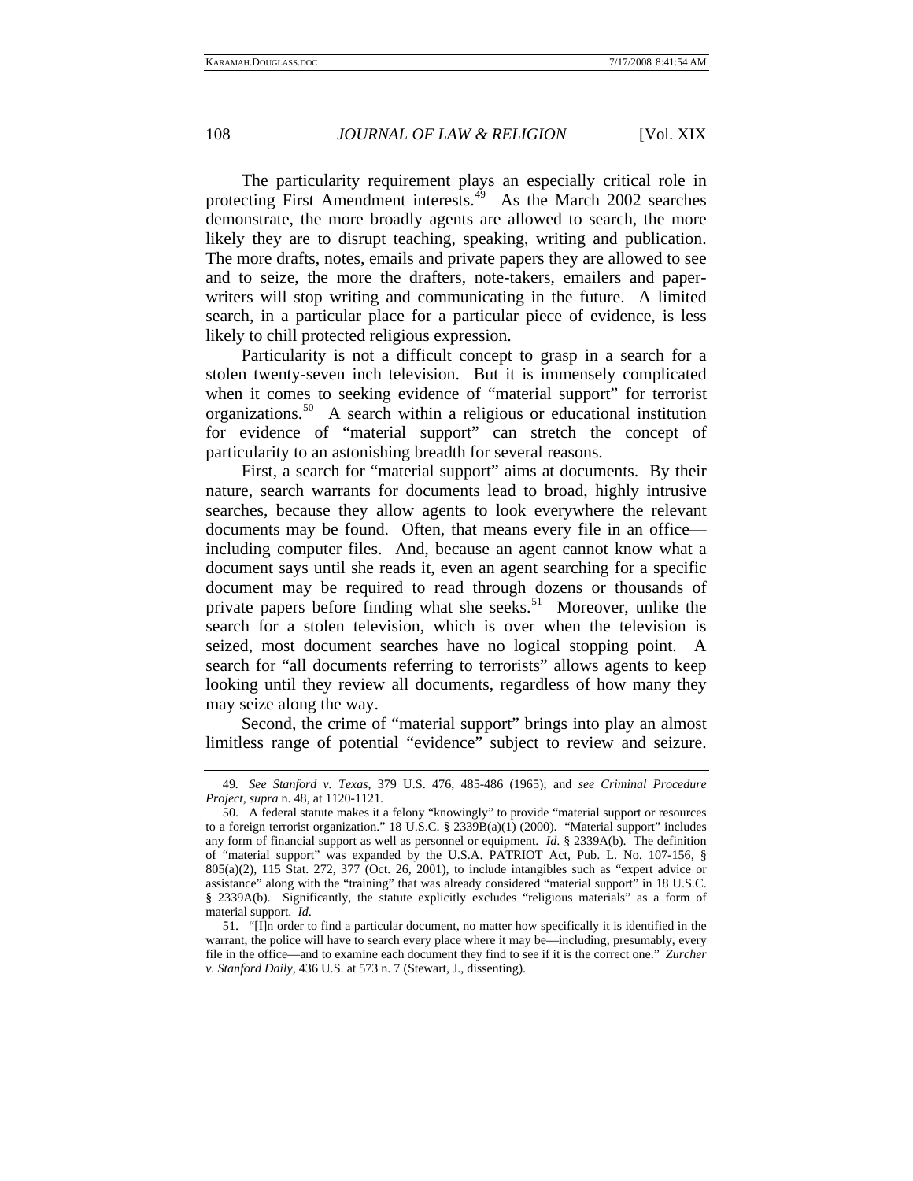The particularity requirement plays an especially critical role in protecting First Amendment interests.[49] As the March 2002 searches demonstrate, the more broadly agents are allowed to search, the more likely they are to disrupt teaching, speaking, writing and publication. The more drafts, notes, emails and private papers they are allowed to see and to seize, the more the drafters, note-takers, emailers and paper-writers will stop writing and communicating in the future. A limited search, in a particular place for a particular piece of evidence, is less likely to chill protected religious expression.

Particularity is not a difficult concept to grasp in a search for a stolen twenty-seven inch television. But it is immensely complicated when it comes to seeking evidence of "material support" for terrorist organizations.[50] A search within a religious or educational institution for evidence of "material support" can stretch the concept of particularity to an astonishing breadth for several reasons.

First, a search for "material support" aims at documents. By their nature, search warrants for documents lead to broad, highly intrusive searches, because they allow agents to look everywhere the relevant documents may be found. Often, that means every file in an office—including computer files. And, because an agent cannot know what a document says until she reads it, even an agent searching for a specific document may be required to read through dozens or thousands of private papers before finding what she seeks.[51] Moreover, unlike the search for a stolen television, which is over when the television is seized, most document searches have no logical stopping point. A search for "all documents referring to terrorists" allows agents to keep looking until they review all documents, regardless of how many they may seize along the way.

Second, the crime of "material support" brings into play an almost limitless range of potential "evidence" subject to review and seizure.

---

49. *See Stanford v. Texas*, 379 U.S. 476, 485-486 (1965); and *see Criminal Procedure Project*, *supra* n. 48, at 1120-1121.

50. A federal statute makes it a felony "knowingly" to provide "material support or resources to a foreign terrorist organization." 18 U.S.C. § 2339B(a)(1) (2000). "Material support" includes any form of financial support as well as personnel or equipment. *Id*. § 2339A(b). The definition of "material support" was expanded by the U.S.A. PATRIOT Act, Pub. L. No. 107-156, § 805(a)(2), 115 Stat. 272, 377 (Oct. 26, 2001), to include intangibles such as "expert advice or assistance" along with the "training" that was already considered "material support" in 18 U.S.C. § 2339A(b). Significantly, the statute explicitly excludes "religious materials" as a form of material support. *Id*.

51. "[I]n order to find a particular document, no matter how specifically it is identified in the warrant, the police will have to search every place where it may be—including, presumably, every file in the office—and to examine each document they find to see if it is the correct one." *Zurcher v. Stanford Daily*, 436 U.S. at 573 n. 7 (Stewart, J., dissenting).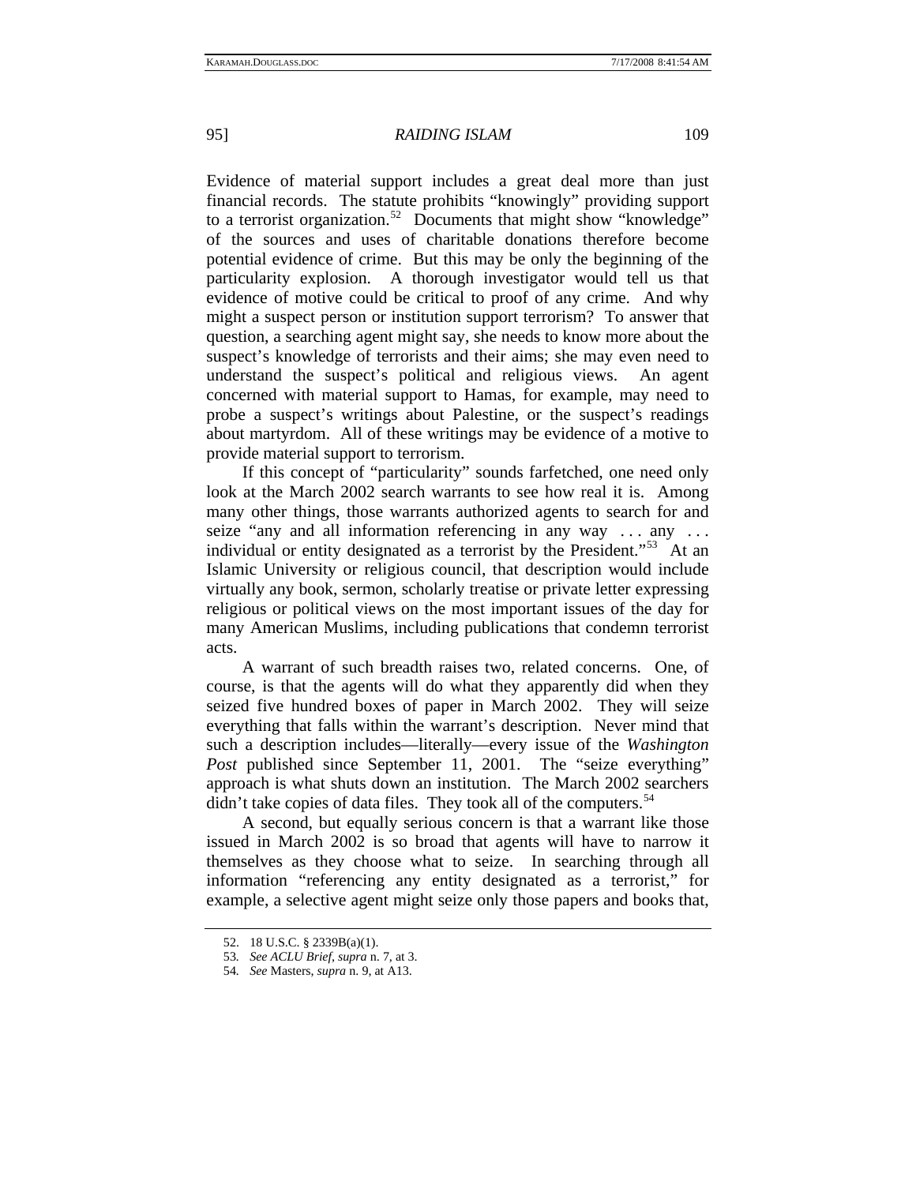Evidence of material support includes a great deal more than just financial records. The statute prohibits "knowingly" providing support to a terrorist organization.[52] Documents that might show "knowledge" of the sources and uses of charitable donations therefore become potential evidence of crime. But this may be only the beginning of the particularity explosion. A thorough investigator would tell us that evidence of motive could be critical to proof of any crime. And why might a suspect person or institution support terrorism? To answer that question, a searching agent might say, she needs to know more about the suspect's knowledge of terrorists and their aims; she may even need to understand the suspect's political and religious views. An agent concerned with material support to Hamas, for example, may need to probe a suspect's writings about Palestine, or the suspect's readings about martyrdom. All of these writings may be evidence of a motive to provide material support to terrorism.

If this concept of "particularity" sounds farfetched, one need only look at the March 2002 search warrants to see how real it is. Among many other things, those warrants authorized agents to search for and seize "any and all information referencing in any way . . . any . . . individual or entity designated as a terrorist by the President."[53] At an Islamic University or religious council, that description would include virtually any book, sermon, scholarly treatise or private letter expressing religious or political views on the most important issues of the day for many American Muslims, including publications that condemn terrorist acts.

A warrant of such breadth raises two, related concerns. One, of course, is that the agents will do what they apparently did when they seized five hundred boxes of paper in March 2002. They will seize everything that falls within the warrant's description. Never mind that such a description includes—literally—every issue of the *Washington Post* published since September 11, 2001. The "seize everything" approach is what shuts down an institution. The March 2002 searchers didn't take copies of data files. They took all of the computers.[54]

A second, but equally serious concern is that a warrant like those issued in March 2002 is so broad that agents will have to narrow it themselves as they choose what to seize. In searching through all information "referencing any entity designated as a terrorist," for example, a selective agent might seize only those papers and books that,

---

52. 18 U.S.C. § 2339B(a)(1).

53. *See ACLU Brief*, *supra* n. 7, at 3.

54. *See* Masters, *supra* n. 9, at A13.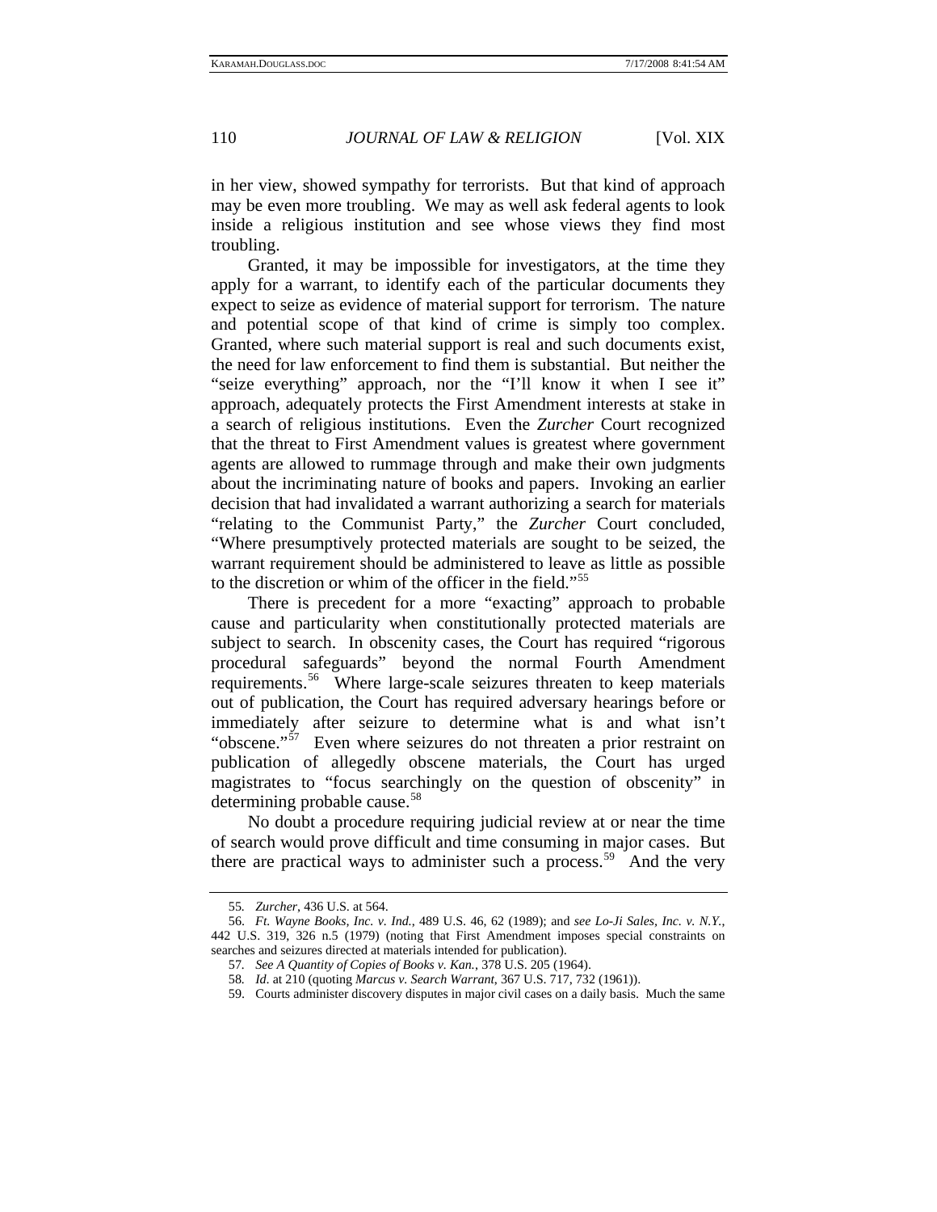in her view, showed sympathy for terrorists. But that kind of approach may be even more troubling. We may as well ask federal agents to look inside a religious institution and see whose views they find most troubling.

Granted, it may be impossible for investigators, at the time they apply for a warrant, to identify each of the particular documents they expect to seize as evidence of material support for terrorism. The nature and potential scope of that kind of crime is simply too complex. Granted, where such material support is real and such documents exist, the need for law enforcement to find them is substantial. But neither the "seize everything" approach, nor the "I'll know it when I see it" approach, adequately protects the First Amendment interests at stake in a search of religious institutions. Even the *Zurcher* Court recognized that the threat to First Amendment values is greatest where government agents are allowed to rummage through and make their own judgments about the incriminating nature of books and papers. Invoking an earlier decision that had invalidated a warrant authorizing a search for materials "relating to the Communist Party," the *Zurcher* Court concluded, "Where presumptively protected materials are sought to be seized, the warrant requirement should be administered to leave as little as possible to the discretion or whim of the officer in the field."[55]

There is precedent for a more "exacting" approach to probable cause and particularity when constitutionally protected materials are subject to search. In obscenity cases, the Court has required "rigorous procedural safeguards" beyond the normal Fourth Amendment requirements.[56] Where large-scale seizures threaten to keep materials out of publication, the Court has required adversary hearings before or immediately after seizure to determine what is and what isn't "obscene."[57] Even where seizures do not threaten a prior restraint on publication of allegedly obscene materials, the Court has urged magistrates to "focus searchingly on the question of obscenity" in determining probable cause.[58]

No doubt a procedure requiring judicial review at or near the time of search would prove difficult and time consuming in major cases. But there are practical ways to administer such a process.[59] And the very

---

55. *Zurcher*, 436 U.S. at 564.

56. *Ft. Wayne Books, Inc. v. Ind.*, 489 U.S. 46, 62 (1989); and *see Lo-Ji Sales, Inc. v. N.Y.*, 442 U.S. 319, 326 n.5 (1979) (noting that First Amendment imposes special constraints on searches and seizures directed at materials intended for publication).

57. *See A Quantity of Copies of Books v. Kan.*, 378 U.S. 205 (1964).

58. *Id*. at 210 (quoting *Marcus v. Search Warrant*, 367 U.S. 717, 732 (1961)).

59. Courts administer discovery disputes in major civil cases on a daily basis. Much the same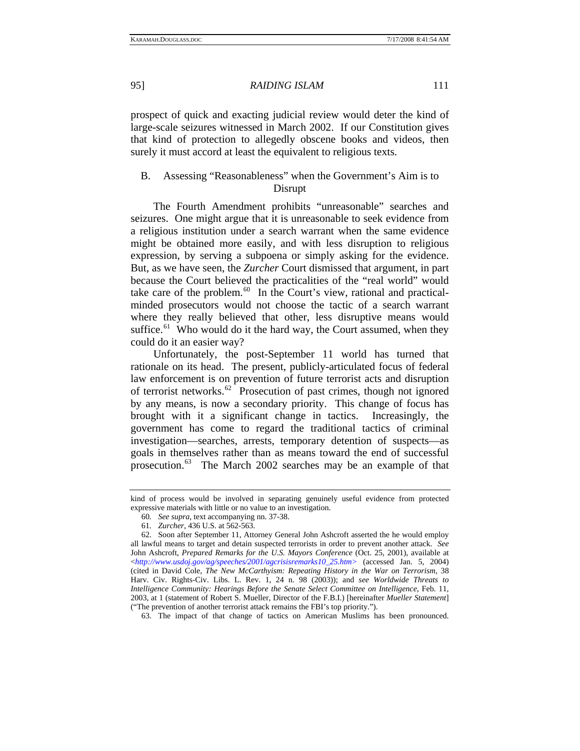prospect of quick and exacting judicial review would deter the kind of large-scale seizures witnessed in March 2002. If our Constitution gives that kind of protection to allegedly obscene books and videos, then surely it must accord at least the equivalent to religious texts.

## B. Assessing "Reasonableness" when the Government's Aim is to Disrupt

The Fourth Amendment prohibits "unreasonable" searches and seizures. One might argue that it is unreasonable to seek evidence from a religious institution under a search warrant when the same evidence might be obtained more easily, and with less disruption to religious expression, by serving a subpoena or simply asking for the evidence. But, as we have seen, the *Zurcher* Court dismissed that argument, in part because the Court believed the practicalities of the "real world" would take care of the problem.[60] In the Court's view, rational and practical-minded prosecutors would not choose the tactic of a search warrant where they really believed that other, less disruptive means would suffice.[61] Who would do it the hard way, the Court assumed, when they could do it an easier way?

Unfortunately, the post-September 11 world has turned that rationale on its head. The present, publicly-articulated focus of federal law enforcement is on prevention of future terrorist acts and disruption of terrorist networks.[62] Prosecution of past crimes, though not ignored by any means, is now a secondary priority. This change of focus has brought with it a significant change in tactics. Increasingly, the government has come to regard the traditional tactics of criminal investigation—searches, arrests, temporary detention of suspects—as goals in themselves rather than as means toward the end of successful prosecution.[63] The March 2002 searches may be an example of that

---

kind of process would be involved in separating genuinely useful evidence from protected expressive materials with little or no value to an investigation.

60. *See supra*, text accompanying nn. 37-38.

61. *Zurcher*, 436 U.S. at 562-563.

62. Soon after September 11, Attorney General John Ashcroft asserted the he would employ all lawful means to target and detain suspected terrorists in order to prevent another attack. *See* John Ashcroft, *Prepared Remarks for the U.S. Mayors Conference* (Oct. 25, 2001), available at <*http://www.usdoj.gov/ag/speeches/2001/agcrisisremarks10_25.htm*> (accessed Jan. 5, 2004) (cited in David Cole, *The New McCarthyism: Repeating History in the War on Terrorism*, 38 Harv. Civ. Rights-Civ. Libs. L. Rev. 1, 24 n. 98 (2003)); and *see Worldwide Threats to Intelligence Community: Hearings Before the Senate Select Committee on Intelligence*, Feb. 11, 2003, at 1 (statement of Robert S. Mueller, Director of the F.B.I.) [hereinafter *Mueller Statement*] ("The prevention of another terrorist attack remains the FBI's top priority.").

63. The impact of that change of tactics on American Muslims has been pronounced.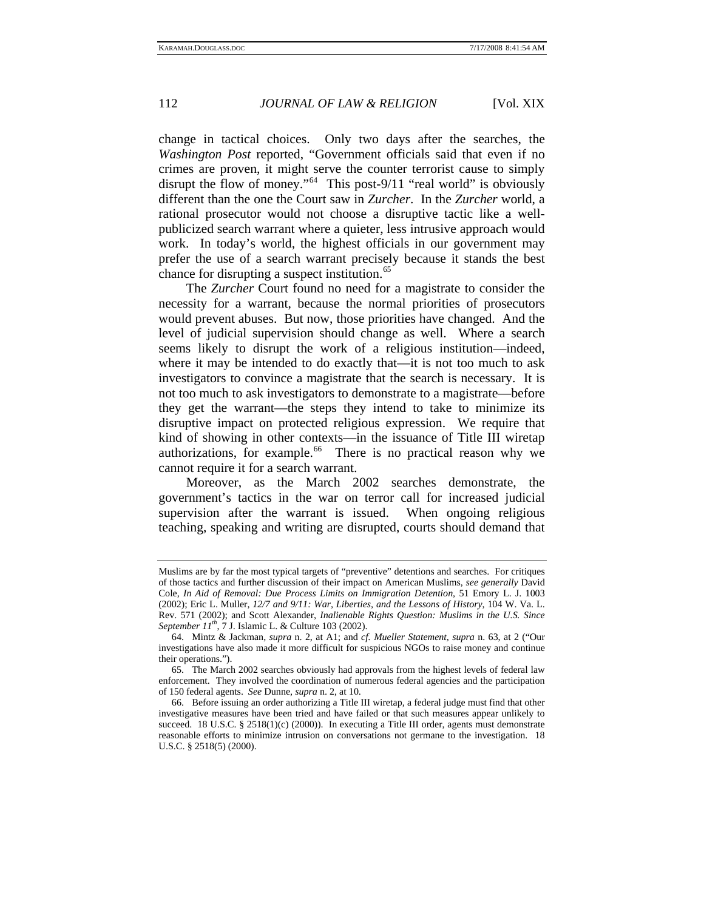change in tactical choices. Only two days after the searches, the *Washington Post* reported, "Government officials said that even if no crimes are proven, it might serve the counter terrorist cause to simply disrupt the flow of money."[64] This post-9/11 "real world" is obviously different than the one the Court saw in *Zurcher*. In the *Zurcher* world, a rational prosecutor would not choose a disruptive tactic like a well-publicized search warrant where a quieter, less intrusive approach would work. In today's world, the highest officials in our government may prefer the use of a search warrant precisely because it stands the best chance for disrupting a suspect institution.[65]

The *Zurcher* Court found no need for a magistrate to consider the necessity for a warrant, because the normal priorities of prosecutors would prevent abuses. But now, those priorities have changed. And the level of judicial supervision should change as well. Where a search seems likely to disrupt the work of a religious institution—indeed, where it may be intended to do exactly that—it is not too much to ask investigators to convince a magistrate that the search is necessary. It is not too much to ask investigators to demonstrate to a magistrate—before they get the warrant—the steps they intend to take to minimize its disruptive impact on protected religious expression. We require that kind of showing in other contexts—in the issuance of Title III wiretap authorizations, for example.[66] There is no practical reason why we cannot require it for a search warrant.

Moreover, as the March 2002 searches demonstrate, the government's tactics in the war on terror call for increased judicial supervision after the warrant is issued. When ongoing religious teaching, speaking and writing are disrupted, courts should demand that

---

Muslims are by far the most typical targets of "preventive" detentions and searches. For critiques of those tactics and further discussion of their impact on American Muslims, *see generally* David Cole, *In Aid of Removal: Due Process Limits on Immigration Detention*, 51 Emory L. J. 1003 (2002); Eric L. Muller, *12/7 and 9/11: War, Liberties, and the Lessons of History*, 104 W. Va. L. Rev. 571 (2002); and Scott Alexander, *Inalienable Rights Question: Muslims in the U.S. Since September 11th*, 7 J. Islamic L. & Culture 103 (2002).

64. Mintz & Jackman, *supra* n. 2, at A1; and *cf. Mueller Statement*, *supra* n. 63, at 2 ("Our investigations have also made it more difficult for suspicious NGOs to raise money and continue their operations.").

65. The March 2002 searches obviously had approvals from the highest levels of federal law enforcement. They involved the coordination of numerous federal agencies and the participation of 150 federal agents. *See* Dunne, *supra* n. 2, at 10.

66. Before issuing an order authorizing a Title III wiretap, a federal judge must find that other investigative measures have been tried and have failed or that such measures appear unlikely to succeed. 18 U.S.C. § 2518(1)(c) (2000)). In executing a Title III order, agents must demonstrate reasonable efforts to minimize intrusion on conversations not germane to the investigation. 18 U.S.C. § 2518(5) (2000).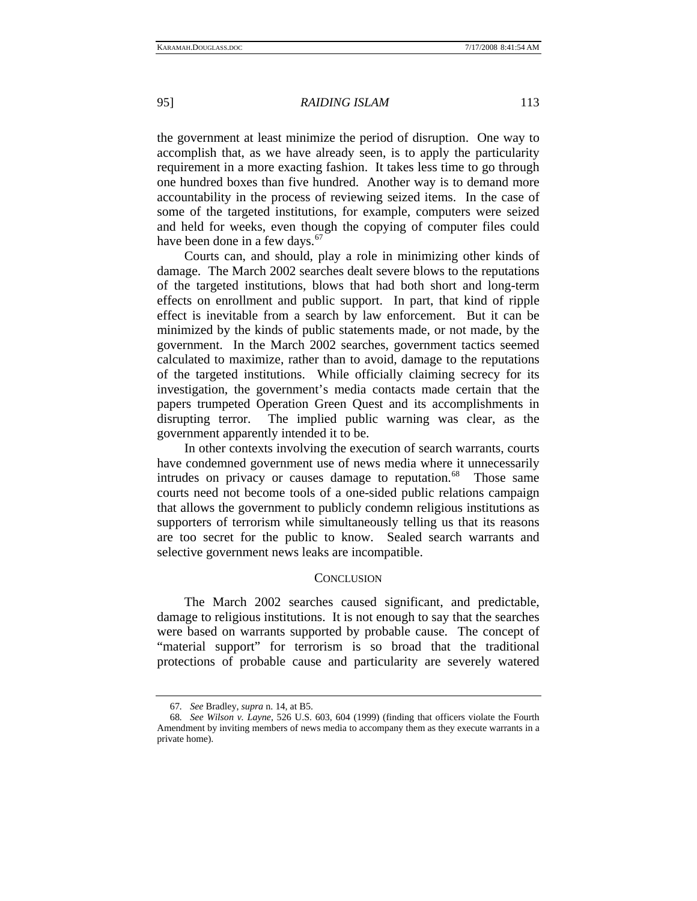the government at least minimize the period of disruption. One way to accomplish that, as we have already seen, is to apply the particularity requirement in a more exacting fashion. It takes less time to go through one hundred boxes than five hundred. Another way is to demand more accountability in the process of reviewing seized items. In the case of some of the targeted institutions, for example, computers were seized and held for weeks, even though the copying of computer files could have been done in a few days.[67]

Courts can, and should, play a role in minimizing other kinds of damage. The March 2002 searches dealt severe blows to the reputations of the targeted institutions, blows that had both short and long-term effects on enrollment and public support. In part, that kind of ripple effect is inevitable from a search by law enforcement. But it can be minimized by the kinds of public statements made, or not made, by the government. In the March 2002 searches, government tactics seemed calculated to maximize, rather than to avoid, damage to the reputations of the targeted institutions. While officially claiming secrecy for its investigation, the government's media contacts made certain that the papers trumpeted Operation Green Quest and its accomplishments in disrupting terror. The implied public warning was clear, as the government apparently intended it to be.

In other contexts involving the execution of search warrants, courts have condemned government use of news media where it unnecessarily intrudes on privacy or causes damage to reputation.[68] Those same courts need not become tools of a one-sided public relations campaign that allows the government to publicly condemn religious institutions as supporters of terrorism while simultaneously telling us that its reasons are too secret for the public to know. Sealed search warrants and selective government news leaks are incompatible.

## CONCLUSION

The March 2002 searches caused significant, and predictable, damage to religious institutions. It is not enough to say that the searches were based on warrants supported by probable cause. The concept of "material support" for terrorism is so broad that the traditional protections of probable cause and particularity are severely watered

---

67. *See* Bradley, *supra* n. 14, at B5.

68. *See Wilson v. Layne*, 526 U.S. 603, 604 (1999) (finding that officers violate the Fourth Amendment by inviting members of news media to accompany them as they execute warrants in a private home).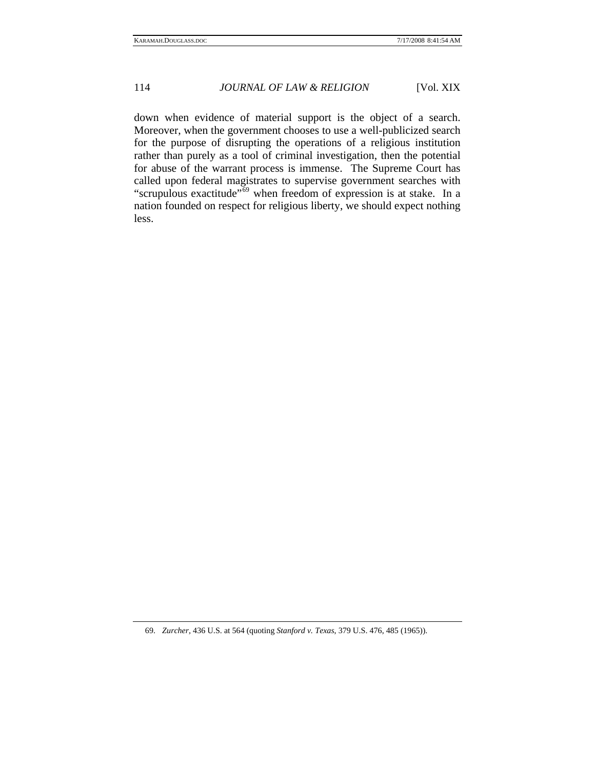down when evidence of material support is the object of a search. Moreover, when the government chooses to use a well-publicized search for the purpose of disrupting the operations of a religious institution rather than purely as a tool of criminal investigation, then the potential for abuse of the warrant process is immense. The Supreme Court has called upon federal magistrates to supervise government searches with "scrupulous exactitude"[69] when freedom of expression is at stake. In a nation founded on respect for religious liberty, we should expect nothing less.

69. *Zurcher*, 436 U.S. at 564 (quoting *Stanford v. Texas*, 379 U.S. 476, 485 (1965)).